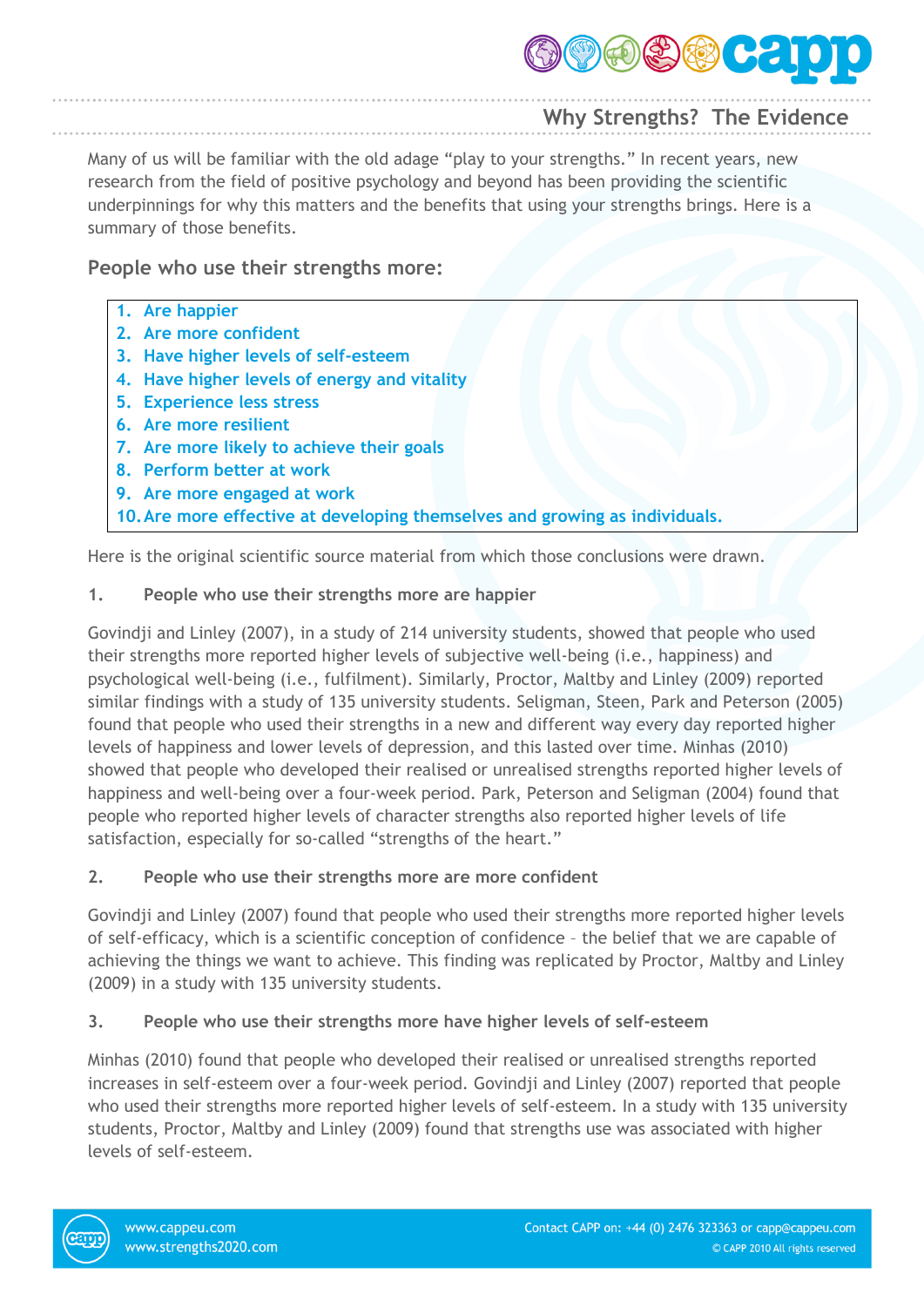# Why Strengths? The Evidence

Many of us will be familiar with the old adage "play to your strengths." In recent years, new research from the field of positive psychology and beyond has been providing the scientific underpinnings for why this matters and the benefits that using your strengths brings. Here is a summary of those benefits.

## People who use their strengths more:

1. Are happier
2. Are more confident
3. Have higher levels of self-esteem
4. Have higher levels of energy and vitality
5. Experience less stress
6. Are more resilient
7. Are more likely to achieve their goals
8. Perform better at work
9. Are more engaged at work
10. Are more effective at developing themselves and growing as individuals.

Here is the original scientific source material from which those conclusions were drawn.

### 1. People who use their strengths more are happier

Govindji and Linley (2007), in a study of 214 university students, showed that people who used their strengths more reported higher levels of subjective well-being (i.e., happiness) and psychological well-being (i.e., fulfilment). Similarly, Proctor, Maltby and Linley (2009) reported similar findings with a study of 135 university students. Seligman, Steen, Park and Peterson (2005) found that people who used their strengths in a new and different way every day reported higher levels of happiness and lower levels of depression, and this lasted over time. Minhas (2010) showed that people who developed their realised or unrealised strengths reported higher levels of happiness and well-being over a four-week period. Park, Peterson and Seligman (2004) found that people who reported higher levels of character strengths also reported higher levels of life satisfaction, especially for so-called "strengths of the heart."

### 2. People who use their strengths more are more confident

Govindji and Linley (2007) found that people who used their strengths more reported higher levels of self-efficacy, which is a scientific conception of confidence – the belief that we are capable of achieving the things we want to achieve. This finding was replicated by Proctor, Maltby and Linley (2009) in a study with 135 university students.

### 3. People who use their strengths more have higher levels of self-esteem

Minhas (2010) found that people who developed their realised or unrealised strengths reported increases in self-esteem over a four-week period. Govindji and Linley (2007) reported that people who used their strengths more reported higher levels of self-esteem. In a study with 135 university students, Proctor, Maltby and Linley (2009) found that strengths use was associated with higher levels of self-esteem.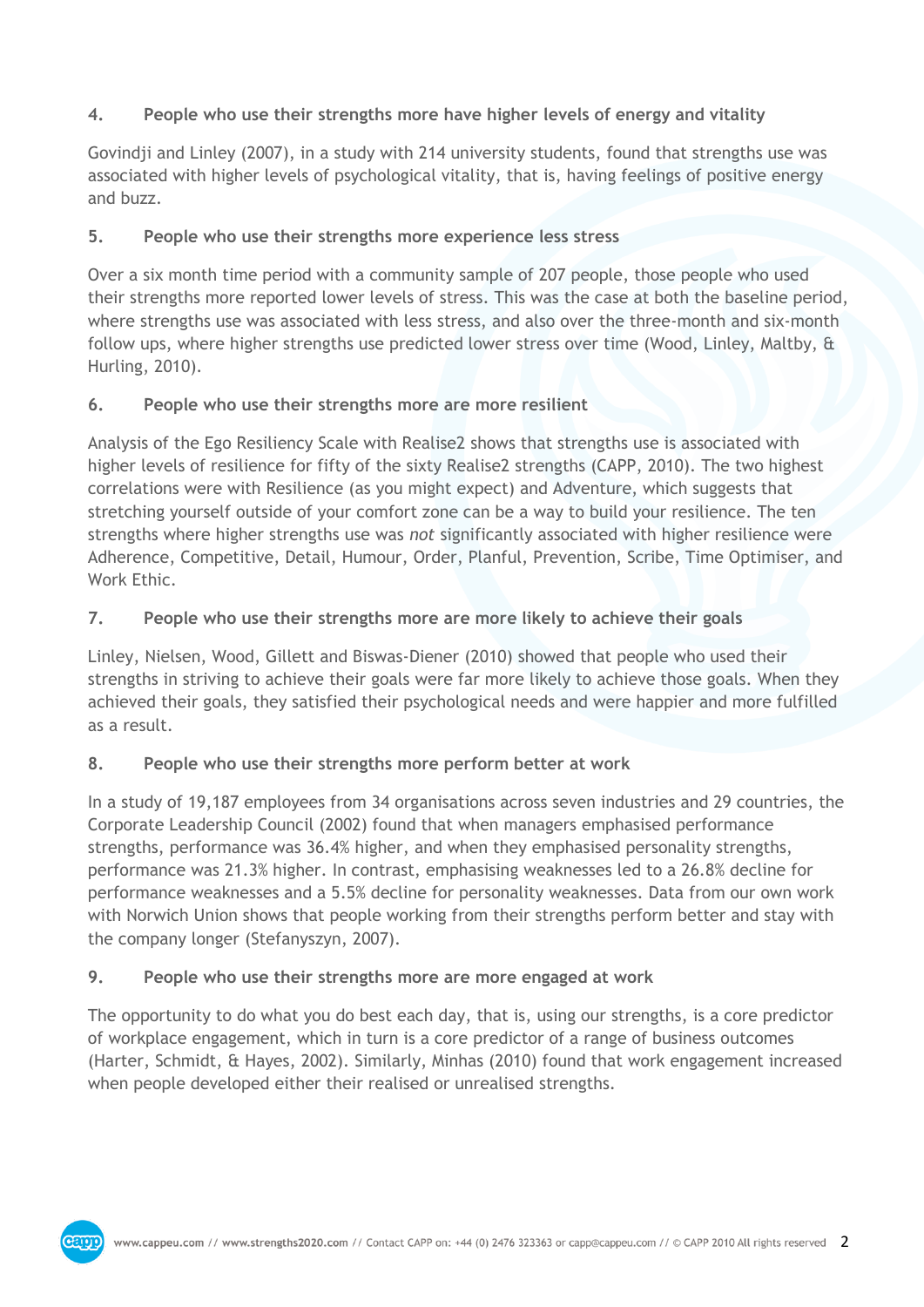### 4. People who use their strengths more have higher levels of energy and vitality

Govindji and Linley (2007), in a study with 214 university students, found that strengths use was associated with higher levels of psychological vitality, that is, having feelings of positive energy and buzz.

### 5. People who use their strengths more experience less stress

Over a six month time period with a community sample of 207 people, those people who used their strengths more reported lower levels of stress. This was the case at both the baseline period, where strengths use was associated with less stress, and also over the three-month and six-month follow ups, where higher strengths use predicted lower stress over time (Wood, Linley, Maltby, & Hurling, 2010).

### 6. People who use their strengths more are more resilient

Analysis of the Ego Resiliency Scale with Realise2 shows that strengths use is associated with higher levels of resilience for fifty of the sixty Realise2 strengths (CAPP, 2010). The two highest correlations were with Resilience (as you might expect) and Adventure, which suggests that stretching yourself outside of your comfort zone can be a way to build your resilience. The ten strengths where higher strengths use was *not* significantly associated with higher resilience were Adherence, Competitive, Detail, Humour, Order, Planful, Prevention, Scribe, Time Optimiser, and Work Ethic.

### 7. People who use their strengths more are more likely to achieve their goals

Linley, Nielsen, Wood, Gillett and Biswas-Diener (2010) showed that people who used their strengths in striving to achieve their goals were far more likely to achieve those goals. When they achieved their goals, they satisfied their psychological needs and were happier and more fulfilled as a result.

### 8. People who use their strengths more perform better at work

In a study of 19,187 employees from 34 organisations across seven industries and 29 countries, the Corporate Leadership Council (2002) found that when managers emphasised performance strengths, performance was 36.4% higher, and when they emphasised personality strengths, performance was 21.3% higher. In contrast, emphasising weaknesses led to a 26.8% decline for performance weaknesses and a 5.5% decline for personality weaknesses. Data from our own work with Norwich Union shows that people working from their strengths perform better and stay with the company longer (Stefanyszyn, 2007).

### 9. People who use their strengths more are more engaged at work

The opportunity to do what you do best each day, that is, using our strengths, is a core predictor of workplace engagement, which in turn is a core predictor of a range of business outcomes (Harter, Schmidt, & Hayes, 2002). Similarly, Minhas (2010) found that work engagement increased when people developed either their realised or unrealised strengths.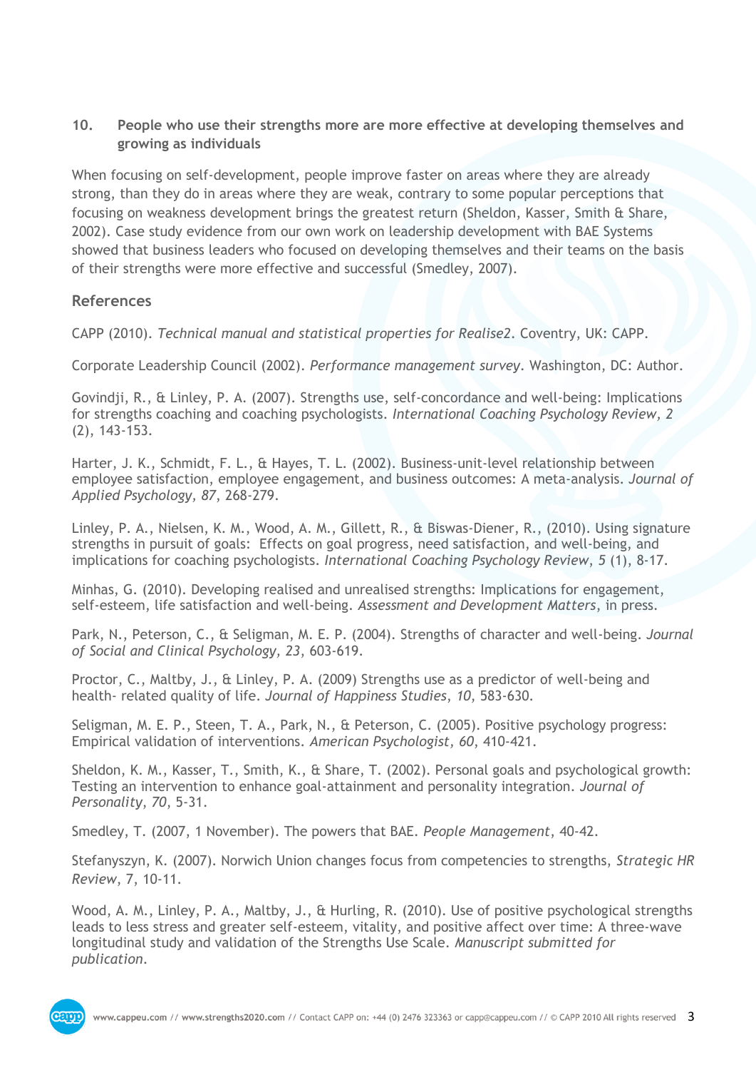10. **People who use their strengths more are more effective at developing themselves and growing as individuals**

When focusing on self-development, people improve faster on areas where they are already strong, than they do in areas where they are weak, contrary to some popular perceptions that focusing on weakness development brings the greatest return (Sheldon, Kasser, Smith & Share, 2002). Case study evidence from our own work on leadership development with BAE Systems showed that business leaders who focused on developing themselves and their teams on the basis of their strengths were more effective and successful (Smedley, 2007).

## References

CAPP (2010). *Technical manual and statistical properties for Realise2*. Coventry, UK: CAPP.

Corporate Leadership Council (2002). *Performance management survey*. Washington, DC: Author.

Govindji, R., & Linley, P. A. (2007). Strengths use, self-concordance and well-being: Implications for strengths coaching and coaching psychologists. *International Coaching Psychology Review, 2* (2), 143-153.

Harter, J. K., Schmidt, F. L., & Hayes, T. L. (2002). Business-unit-level relationship between employee satisfaction, employee engagement, and business outcomes: A meta-analysis. *Journal of Applied Psychology, 87*, 268-279.

Linley, P. A., Nielsen, K. M., Wood, A. M., Gillett, R., & Biswas-Diener, R., (2010). Using signature strengths in pursuit of goals: Effects on goal progress, need satisfaction, and well-being, and implications for coaching psychologists. *International Coaching Psychology Review, 5* (1), 8-17.

Minhas, G. (2010). Developing realised and unrealised strengths: Implications for engagement, self-esteem, life satisfaction and well-being. *Assessment and Development Matters*, in press.

Park, N., Peterson, C., & Seligman, M. E. P. (2004). Strengths of character and well-being. *Journal of Social and Clinical Psychology, 23*, 603-619.

Proctor, C., Maltby, J., & Linley, P. A. (2009) Strengths use as a predictor of well-being and health- related quality of life. *Journal of Happiness Studies, 10*, 583-630.

Seligman, M. E. P., Steen, T. A., Park, N., & Peterson, C. (2005). Positive psychology progress: Empirical validation of interventions. *American Psychologist, 60*, 410-421.

Sheldon, K. M., Kasser, T., Smith, K., & Share, T. (2002). Personal goals and psychological growth: Testing an intervention to enhance goal-attainment and personality integration. *Journal of Personality, 70*, 5-31.

Smedley, T. (2007, 1 November). The powers that BAE. *People Management*, 40-42.

Stefanyszyn, K. (2007). Norwich Union changes focus from competencies to strengths, *Strategic HR Review*, 7, 10-11.

Wood, A. M., Linley, P. A., Maltby, J., & Hurling, R. (2010). Use of positive psychological strengths leads to less stress and greater self-esteem, vitality, and positive affect over time: A three-wave longitudinal study and validation of the Strengths Use Scale. *Manuscript submitted for publication*.